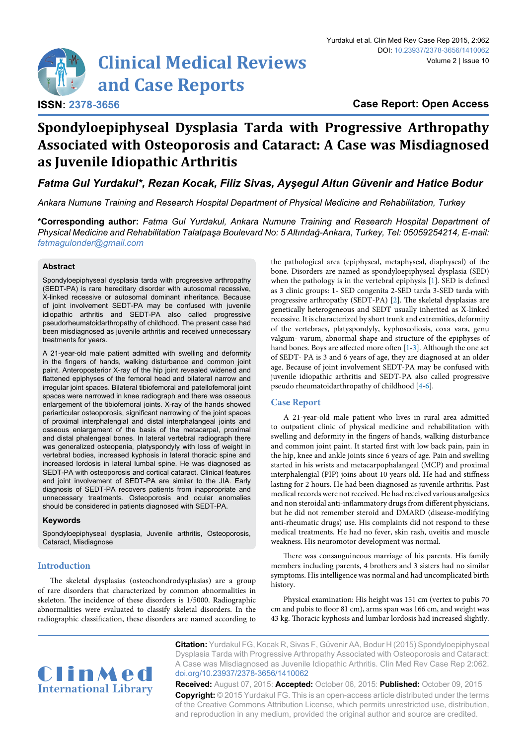# Clinical Medical Reviews and Case Reports

**ISSN: 2378-3656**

**Case Report: Open Access**

# Spondyloepiphyseal Dysplasia Tarda with Progressive Arthropathy Associated with Osteoporosis and Cataract: A Case was Misdiagnosed as Juvenile Idiopathic Arthritis

***Fatma Gul Yurdakul\*, Rezan Kocak, Filiz Sivas, Ayşegul Altun Güvenir and Hatice Bodur***

*Ankara Numune Training and Research Hospital Department of Physical Medicine and Rehabilitation, Turkey*

**\*Corresponding author:** *Fatma Gul Yurdakul, Ankara Numune Training and Research Hospital Department of Physical Medicine and Rehabilitation Talatpaşa Boulevard No: 5 Altındağ-Ankara, Turkey, Tel: 05059254214, E-mail: fatmagulonder@gmail.com*

## Abstract

Spondyloepiphyseal dysplasia tarda with progressive arthropathy (SEDT-PA) is rare hereditary disorder with autosomal recessive, X-linked recessive or autosomal dominant inheritance. Because of joint involvement SEDT-PA may be confused with juvenile idiopathic arthritis and SEDT-PA also called progressive pseudorheumatoidarthropathy of childhood. The present case had been misdiagnosed as juvenile arthritis and received unnecessary treatments for years.

A 21-year-old male patient admitted with swelling and deformity in the fingers of hands, walking disturbance and common joint paint. Anteroposterior X-ray of the hip joint revealed widened and flattened epiphyses of the femoral head and bilateral narrow and irregular joint spaces. Bilateral tibiofemoral and patellofemoral joint spaces were narrowed in knee radiograph and there was osseous enlargement of the tibiofemoral joints. X-ray of the hands showed periarticular osteoporosis, significant narrowing of the joint spaces of proximal interphalengial and distal interphalengeal joints and osseous enlargement of the basis of the metacarpal, proximal and distal phalengeal bones. In lateral vertebral radiograph there was generalized osteopenia, platyspondyly with loss of weight in vertebral bodies, increased kyphosis in lateral thoracic spine and increased lordosis in lateral lumbal spine. He was diagnosed as SEDT-PA with osteoporosis and cortical cataract. Clinical features and joint involvement of SEDT-PA are similar to the JIA. Early diagnosis of SEDT-PA recovers patients from inappropriate and unnecessary treatments. Osteoporosis and ocular anomalies should be considered in patients diagnosed with SEDT-PA.

### Keywords

Spondyloepiphyseal dysplasia, Juvenile arthritis, Osteoporosis, Cataract, Misdiagnose

## Introduction

The skeletal dysplasias (osteochondrodysplasias) are a group of rare disorders that characterized by common abnormalities in skeleton. The incidence of these disorders is 1/5000. Radiographic abnormalities were evaluated to classify skeletal disorders. In the radiographic classification, these disorders are named according to the pathological area (epiphyseal, metaphyseal, diaphyseal) of the bone. Disorders are named as spondyloepiphyseal dysplasia (SED) when the pathology is in the vertebral epiphysis [1]. SED is defined as 3 clinic groups: 1- SED congenita 2-SED tarda 3-SED tarda with progressive arthropathy (SEDT-PA) [2]. The skeletal dysplasias are genetically heterogeneous and SEDT usually inherited as X-linked recessive. It is characterized by short trunk and extremities, deformity of the vertebraes, platyspondyly, kyphoscoliosis, coxa vara, genu valgum- varum, abnormal shape and structure of the epiphyses of hand bones. Boys are affected more often [1-3]. Although the one set of SEDT- PA is 3 and 6 years of age, they are diagnosed at an older age. Because of joint involvement SEDT-PA may be confused with juvenile idiopathic arthritis and SEDT-PA also called progressive pseudo rheumatoidarthropathy of childhood [4-6].

## Case Report

A 21-year-old male patient who lives in rural area admitted to outpatient clinic of physical medicine and rehabilitation with swelling and deformity in the fingers of hands, walking disturbance and common joint paint. It started first with low back pain, pain in the hip, knee and ankle joints since 6 years of age. Pain and swelling started in his wrists and metacarpophalangeal (MCP) and proximal interphalengial (PIP) joins about 10 years old. He had and stiffness lasting for 2 hours. He had been diagnosed as juvenile arthritis. Past medical records were not received. He had received various analgesics and non steroidal anti-inflammatory drugs from different physicians, but he did not remember steroid and DMARD (disease-modifying anti-rheumatic drugs) use. His complaints did not respond to these medical treatments. He had no fever, skin rash, uveitis and muscle weakness. His neuromotor development was normal.

There was consanguineous marriage of his parents. His family members including parents, 4 brothers and 3 sisters had no similar symptoms. His intelligence was normal and had uncomplicated birth history.

Physical examination: His height was 151 cm (vertex to pubis 70 cm and pubis to floor 81 cm), arms span was 166 cm, and weight was 43 kg. Thoracic kyphosis and lumbar lordosis had increased slightly.

**Citation:** Yurdakul FG, Kocak R, Sivas F, Güvenir AA, Bodur H (2015) Spondyloepiphyseal Dysplasia Tarda with Progressive Arthropathy Associated with Osteoporosis and Cataract: A Case was Misdiagnosed as Juvenile Idiopathic Arthritis. Clin Med Rev Case Rep 2:062. doi.org/10.23937/2378-3656/1410062

**Received:** August 07, 2015: **Accepted:** October 06, 2015: **Published:** October 09, 2015

**Copyright:** © 2015 Yurdakul FG. This is an open-access article distributed under the terms of the Creative Commons Attribution License, which permits unrestricted use, distribution, and reproduction in any medium, provided the original author and source are credited.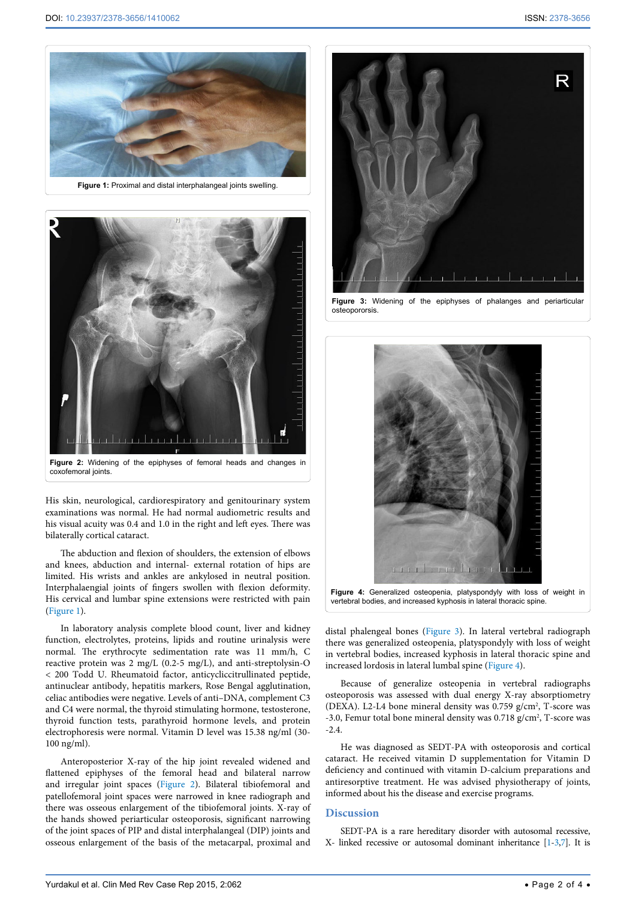Figure 1: Proximal and distal interphalangeal joints swelling.

Figure 2: Widening of the epiphyses of femoral heads and changes in coxofemoral joints.

His skin, neurological, cardiorespiratory and genitourinary system examinations was normal. He had normal audiometric results and his visual acuity was 0.4 and 1.0 in the right and left eyes. There was bilaterally cortical cataract.

The abduction and flexion of shoulders, the extension of elbows and knees, abduction and internal- external rotation of hips are limited. His wrists and ankles are ankylosed in neutral position. Interphalaengial joints of fingers swollen with flexion deformity. His cervical and lumbar spine extensions were restricted with pain (Figure 1).

In laboratory analysis complete blood count, liver and kidney function, electrolytes, proteins, lipids and routine urinalysis were normal. The erythrocyte sedimentation rate was 11 mm/h, C reactive protein was 2 mg/L (0.2-5 mg/L), and anti-streptolysin-O < 200 Todd U. Rheumatoid factor, anticycliccitrullinated peptide, antinuclear antibody, hepatitis markers, Rose Bengal agglutination, celiac antibodies were negative. Levels of anti–DNA, complement C3 and C4 were normal, the thyroid stimulating hormone, testosterone, thyroid function tests, parathyroid hormone levels, and protein electrophoresis were normal. Vitamin D level was 15.38 ng/ml (30-100 ng/ml).

Anteroposterior X-ray of the hip joint revealed widened and flattened epiphyses of the femoral head and bilateral narrow and irregular joint spaces (Figure 2). Bilateral tibiofemoral and patellofemoral joint spaces were narrowed in knee radiograph and there was osseous enlargement of the tibiofemoral joints. X-ray of the hands showed periarticular osteoporosis, significant narrowing of the joint spaces of PIP and distal interphalangeal (DIP) joints and osseous enlargement of the basis of the metacarpal, proximal and distal phalengeal bones (Figure 3). In lateral vertebral radiograph there was generalized osteopenia, platyspondyly with loss of weight in vertebral bodies, increased kyphosis in lateral thoracic spine and increased lordosis in lateral lumbal spine (Figure 4).

Figure 3: Widening of the epiphyses of phalanges and periarticular osteopororsis.

Figure 4: Generalized osteopenia, platyspondyly with loss of weight in vertebral bodies, and increased kyphosis in lateral thoracic spine.

Because of generalize osteopenia in vertebral radiographs osteoporosis was assessed with dual energy X-ray absorptiometry (DEXA). L2-L4 bone mineral density was 0.759 g/cm$^2$, T-score was -3.0, Femur total bone mineral density was 0.718 g/cm$^2$, T-score was -2.4.

He was diagnosed as SEDT-PA with osteoporosis and cortical cataract. He received vitamin D supplementation for Vitamin D deficiency and continued with vitamin D-calcium preparations and antiresorptive treatment. He was advised physiotherapy of joints, informed about his the disease and exercise programs.

## Discussion

SEDT-PA is a rare hereditary disorder with autosomal recessive, X- linked recessive or autosomal dominant inheritance [1-3,7]. It is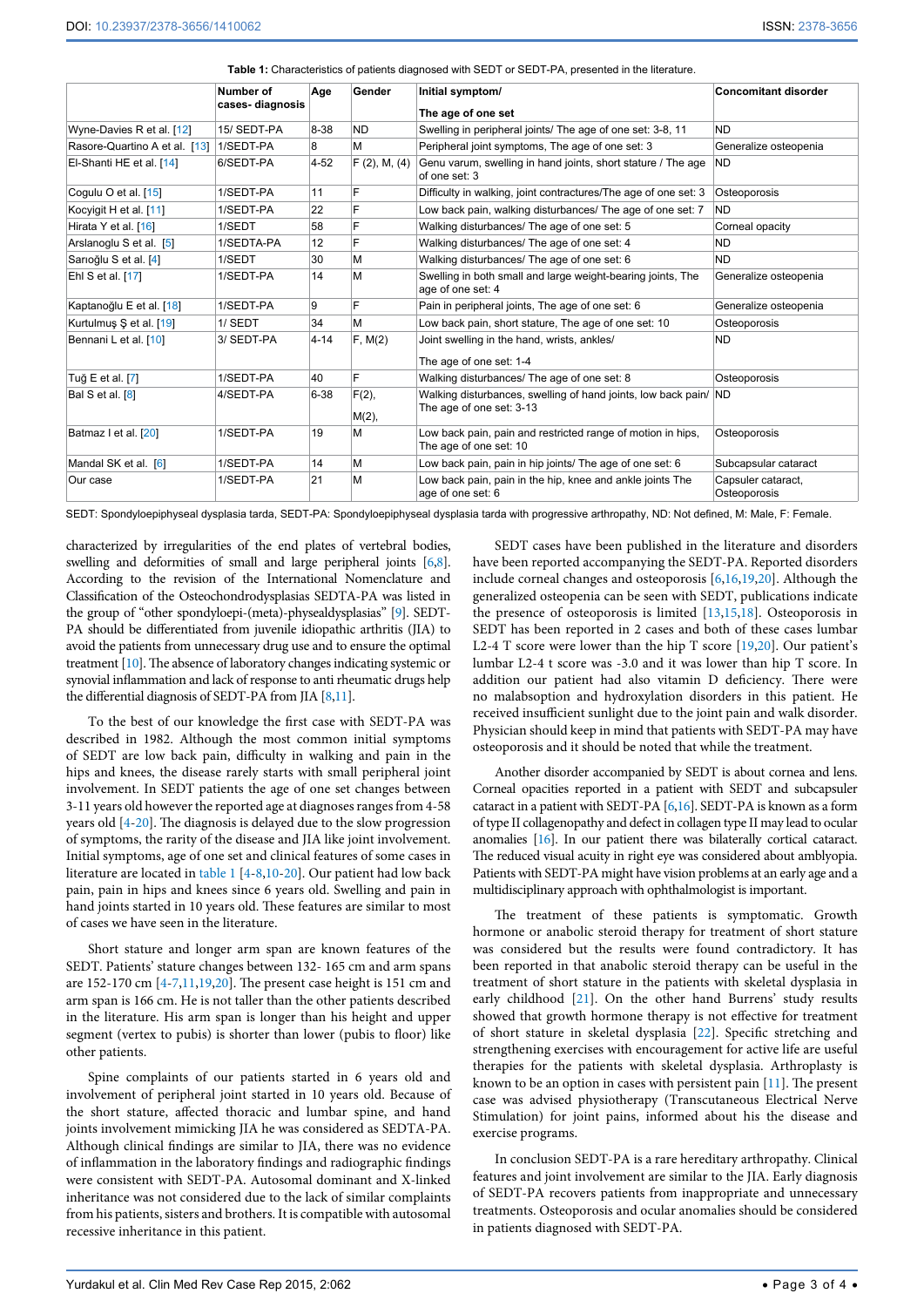**Table 1:** Characteristics of patients diagnosed with SEDT or SEDT-PA, presented in the literature.

| | Number of cases- diagnosis | Age | Gender | Initial symptom/ The age of one set | Concomitant disorder |
|---|---|---|---|---|---|
| Wyne-Davies R et al. [12] | 15/ SEDT-PA | 8-38 | ND | Swelling in peripheral joints/ The age of one set: 3-8, 11 | ND |
| Rasore-Quartino A et al. [13] | 1/SEDT-PA | 8 | M | Peripheral joint symptoms, The age of one set: 3 | Generalize osteopenia |
| El-Shanti HE et al. [14] | 6/SEDT-PA | 4-52 | F (2), M, (4) | Genu varum, swelling in hand joints, short stature / The age of one set: 3 | ND |
| Cogulu O et al. [15] | 1/SEDT-PA | 11 | F | Difficulty in walking, joint contractures/The age of one set: 3 | Osteoporosis |
| Kocyigit H et al. [11] | 1/SEDT-PA | 22 | F | Low back pain, walking disturbances/ The age of one set: 7 | ND |
| Hirata Y et al. [16] | 1/SEDT | 58 | F | Walking disturbances/ The age of one set: 5 | Corneal opacity |
| Arslanoglu S et al. [5] | 1/SEDTA-PA | 12 | F | Walking disturbances/ The age of one set: 4 | ND |
| Sarıoğlu S et al. [4] | 1/SEDT | 30 | M | Walking disturbances/ The age of one set: 6 | ND |
| Ehl S et al. [17] | 1/SEDT-PA | 14 | M | Swelling in both small and large weight-bearing joints, The age of one set: 4 | Generalize osteopenia |
| Kaptanoğlu E et al. [18] | 1/SEDT-PA | 9 | F | Pain in peripheral joints, The age of one set: 6 | Generalize osteopenia |
| Kurtulmuş Ş et al. [19] | 1/ SEDT | 34 | M | Low back pain, short stature, The age of one set: 10 | Osteoporosis |
| Bennani L et al. [10] | 3/ SEDT-PA | 4-14 | F, M(2) | Joint swelling in the hand, wrists, ankles/ The age of one set: 1-4 | ND |
| Tuğ E et al. [7] | 1/SEDT-PA | 40 | F | Walking disturbances/ The age of one set: 8 | Osteoporosis |
| Bal S et al. [8] | 4/SEDT-PA | 6-38 | F(2), M(2), | Walking disturbances, swelling of hand joints, low back pain/ The age of one set: 3-13 | ND |
| Batmaz I et al. [20] | 1/SEDT-PA | 19 | M | Low back pain, pain and restricted range of motion in hips, The age of one set: 10 | Osteoporosis |
| Mandal SK et al. [6] | 1/SEDT-PA | 14 | M | Low back pain, pain in hip joints/ The age of one set: 6 | Subcapsular cataract |
| Our case | 1/SEDT-PA | 21 | M | Low back pain, pain in the hip, knee and ankle joints The age of one set: 6 | Capsuler cataract, Osteoporosis |

SEDT: Spondyloepiphyseal dysplasia tarda, SEDT-PA: Spondyloepiphyseal dysplasia tarda with progressive arthropathy, ND: Not defined, M: Male, F: Female.

characterized by irregularities of the end plates of vertebral bodies, swelling and deformities of small and large peripheral joints [6,8]. According to the revision of the International Nomenclature and Classification of the Osteochondrodysplasias SEDTA-PA was listed in the group of "other spondyloepi-(meta)-physealdysplasias" [9]. SEDT-PA should be differentiated from juvenile idiopathic arthritis (JIA) to avoid the patients from unnecessary drug use and to ensure the optimal treatment [10]. The absence of laboratory changes indicating systemic or synovial inflammation and lack of response to anti rheumatic drugs help the differential diagnosis of SEDT-PA from JIA [8,11].

To the best of our knowledge the first case with SEDT-PA was described in 1982. Although the most common initial symptoms of SEDT are low back pain, difficulty in walking and pain in the hips and knees, the disease rarely starts with small peripheral joint involvement. In SEDT patients the age of one set changes between 3-11 years old however the reported age at diagnoses ranges from 4-58 years old [4-20]. The diagnosis is delayed due to the slow progression of symptoms, the rarity of the disease and JIA like joint involvement. Initial symptoms, age of one set and clinical features of some cases in literature are located in table 1 [4-8,10-20]. Our patient had low back pain, pain in hips and knees since 6 years old. Swelling and pain in hand joints started in 10 years old. These features are similar to most of cases we have seen in the literature.

Short stature and longer arm span are known features of the SEDT. Patients' stature changes between 132- 165 cm and arm spans are 152-170 cm [4-7,11,19,20]. The present case height is 151 cm and arm span is 166 cm. He is not taller than the other patients described in the literature. His arm span is longer than his height and upper segment (vertex to pubis) is shorter than lower (pubis to floor) like other patients.

Spine complaints of our patients started in 6 years old and involvement of peripheral joint started in 10 years old. Because of the short stature, affected thoracic and lumbar spine, and hand joints involvement mimicking JIA he was considered as SEDTA-PA. Although clinical findings are similar to JIA, there was no evidence of inflammation in the laboratory findings and radiographic findings were consistent with SEDT-PA. Autosomal dominant and X-linked inheritance was not considered due to the lack of similar complaints from his patients, sisters and brothers. It is compatible with autosomal recessive inheritance in this patient.

SEDT cases have been published in the literature and disorders have been reported accompanying the SEDT-PA. Reported disorders include corneal changes and osteoporosis [6,16,19,20]. Although the generalized osteopenia can be seen with SEDT, publications indicate the presence of osteoporosis is limited [13,15,18]. Osteoporosis in SEDT has been reported in 2 cases and both of these cases lumbar L2-4 T score were lower than the hip T score [19,20]. Our patient's lumbar L2-4 t score was -3.0 and it was lower than hip T score. In addition our patient had also vitamin D deficiency. There were no malabsoption and hydroxylation disorders in this patient. He received insufficient sunlight due to the joint pain and walk disorder. Physician should keep in mind that patients with SEDT-PA may have osteoporosis and it should be noted that while the treatment.

Another disorder accompanied by SEDT is about cornea and lens. Corneal opacities reported in a patient with SEDT and subcapsular cataract in a patient with SEDT-PA [6,16]. SEDT-PA is known as a form of type II collagenopathy and defect in collagen type II may lead to ocular anomalies [16]. In our patient there was bilaterally cortical cataract. The reduced visual acuity in right eye was considered about amblyopia. Patients with SEDT-PA might have vision problems at an early age and a multidisciplinary approach with ophthalmologist is important.

The treatment of these patients is symptomatic. Growth hormone or anabolic steroid therapy for treatment of short stature was considered but the results were found contradictory. It has been reported in that anabolic steroid therapy can be useful in the treatment of short stature in the patients with skeletal dysplasia in early childhood [21]. On the other hand Burrens' study results showed that growth hormone therapy is not effective for treatment of short stature in skeletal dysplasia [22]. Specific stretching and strengthening exercises with encouragement for active life are useful therapies for the patients with skeletal dysplasia. Arthroplasty is known to be an option in cases with persistent pain [11]. The present case was advised physiotherapy (Transcutaneous Electrical Nerve Stimulation) for joint pains, informed about his the disease and exercise programs.

In conclusion SEDT-PA is a rare hereditary arthropathy. Clinical features and joint involvement are similar to the JIA. Early diagnosis of SEDT-PA recovers patients from inappropriate and unnecessary treatments. Osteoporosis and ocular anomalies should be considered in patients diagnosed with SEDT-PA.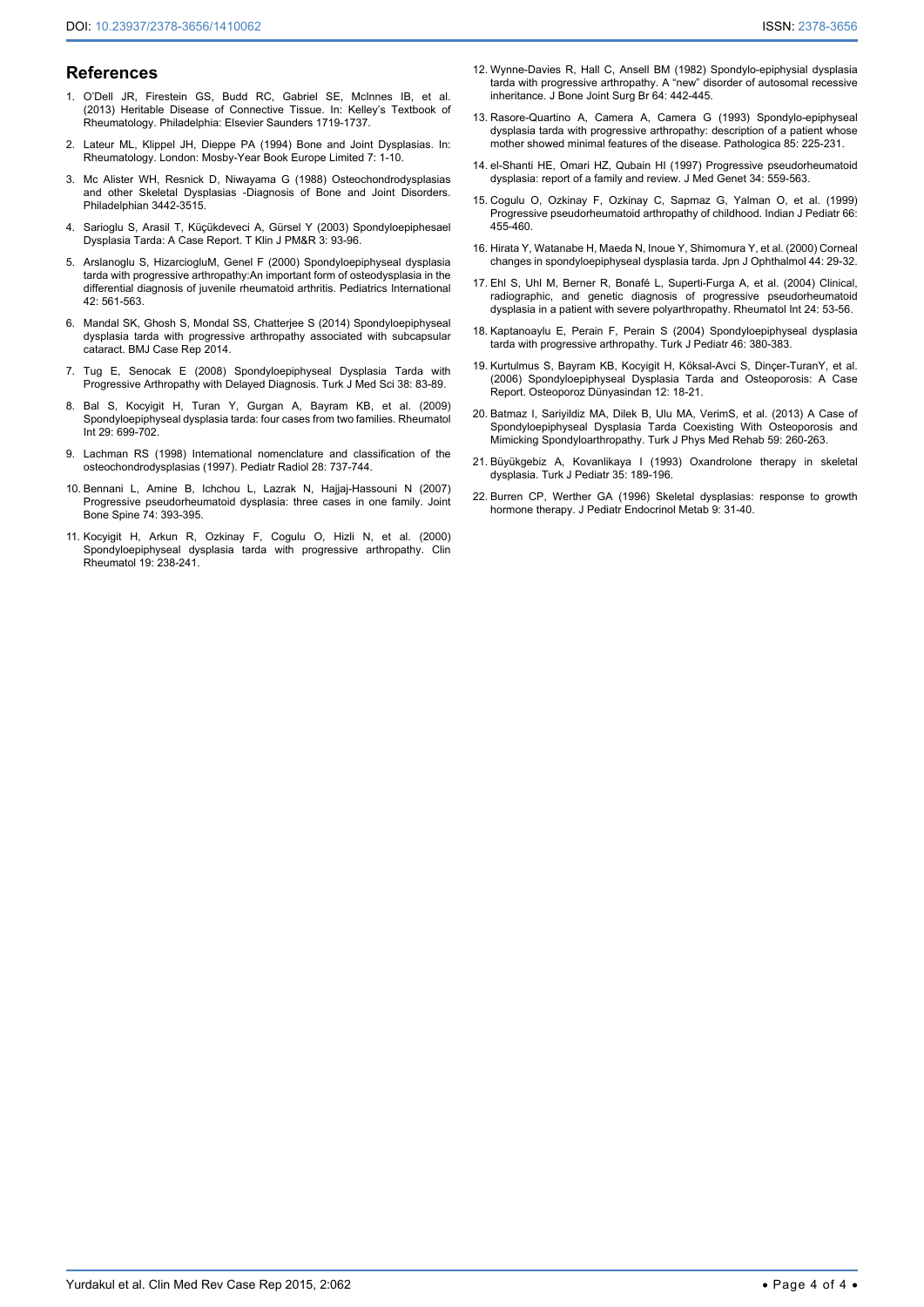## References

1. O'Dell JR, Firestein GS, Budd RC, Gabriel SE, McInnes IB, et al. (2013) Heritable Disease of Connective Tissue. In: Kelley's Textbook of Rheumatology. Philadelphia: Elsevier Saunders 1719-1737.
2. Lateur ML, Klippel JH, Dieppe PA (1994) Bone and Joint Dysplasias. In: Rheumatology. London: Mosby-Year Book Europe Limited 7: 1-10.
3. Mc Alister WH, Resnick D, Niwayama G (1988) Osteochondrodysplasias and other Skeletal Dysplasias -Diagnosis of Bone and Joint Disorders. Philadelphian 3442-3515.
4. Sarioglu S, Arasil T, Küçükdeveci A, Gürsel Y (2003) Spondyloepiphesael Dysplasia Tarda: A Case Report. T Klin J PM&R 3: 93-96.
5. Arslanoglu S, HizarciogluM, Genel F (2000) Spondyloepiphyseal dysplasia tarda with progressive arthropathy:An important form of osteodysplasia in the differential diagnosis of juvenile rheumatoid arthritis. Pediatrics International 42: 561-563.
6. Mandal SK, Ghosh S, Mondal SS, Chatterjee S (2014) Spondyloepiphyseal dysplasia tarda with progressive arthropathy associated with subcapsular cataract. BMJ Case Rep 2014.
7. Tug E, Senocak E (2008) Spondyloepiphyseal Dysplasia Tarda with Progressive Arthropathy with Delayed Diagnosis. Turk J Med Sci 38: 83-89.
8. Bal S, Kocyigit H, Turan Y, Gurgan A, Bayram KB, et al. (2009) Spondyloepiphyseal dysplasia tarda: four cases from two families. Rheumatol Int 29: 699-702.
9. Lachman RS (1998) International nomenclature and classification of the osteochondrodysplasias (1997). Pediatr Radiol 28: 737-744.
10. Bennani L, Amine B, Ichchou L, Lazrak N, Hajjaj-Hassouni N (2007) Progressive pseudorheumatoid dysplasia: three cases in one family. Joint Bone Spine 74: 393-395.
11. Kocyigit H, Arkun R, Ozkinay F, Cogulu O, Hizli N, et al. (2000) Spondyloepiphyseal dysplasia tarda with progressive arthropathy. Clin Rheumatol 19: 238-241.
12. Wynne-Davies R, Hall C, Ansell BM (1982) Spondylo-epiphysial dysplasia tarda with progressive arthropathy. A "new" disorder of autosomal recessive inheritance. J Bone Joint Surg Br 64: 442-445.
13. Rasore-Quartino A, Camera A, Camera G (1993) Spondylo-epiphyseal dysplasia tarda with progressive arthropathy: description of a patient whose mother showed minimal features of the disease. Pathologica 85: 225-231.
14. el-Shanti HE, Omari HZ, Qubain HI (1997) Progressive pseudorheumatoid dysplasia: report of a family and review. J Med Genet 34: 559-563.
15. Cogulu O, Ozkinay F, Ozkinay C, Sapmaz G, Yalman O, et al. (1999) Progressive pseudorheumatoid arthropathy of childhood. Indian J Pediatr 66: 455-460.
16. Hirata Y, Watanabe H, Maeda N, Inoue Y, Shimomura Y, et al. (2000) Corneal changes in spondyloepiphyseal dysplasia tarda. Jpn J Ophthalmol 44: 29-32.
17. Ehl S, Uhl M, Berner R, Bonafé L, Superti-Furga A, et al. (2004) Clinical, radiographic, and genetic diagnosis of progressive pseudorheumatoid dysplasia in a patient with severe polyarthropathy. Rheumatol Int 24: 53-56.
18. Kaptanoaylu E, Perain F, Perain S (2004) Spondyloepiphyseal dysplasia tarda with progressive arthropathy. Turk J Pediatr 46: 380-383.
19. Kurtulmus S, Bayram KB, Kocyigit H, Köksal-Avci S, Dinçer-TuranY, et al. (2006) Spondyloepiphyseal Dysplasia Tarda and Osteoporosis: A Case Report. Osteoporoz Dünyasindan 12: 18-21.
20. Batmaz I, Sariyildiz MA, Dilek B, Ulu MA, VerimS, et al. (2013) A Case of Spondyloepiphyseal Dysplasia Tarda Coexisting With Osteoporosis and Mimicking Spondyloarthropathy. Turk J Phys Med Rehab 59: 260-263.
21. Büyükgebiz A, Kovanlikaya I (1993) Oxandrolone therapy in skeletal dysplasia. Turk J Pediatr 35: 189-196.
22. Burren CP, Werther GA (1996) Skeletal dysplasias: response to growth hormone therapy. J Pediatr Endocrinol Metab 9: 31-40.